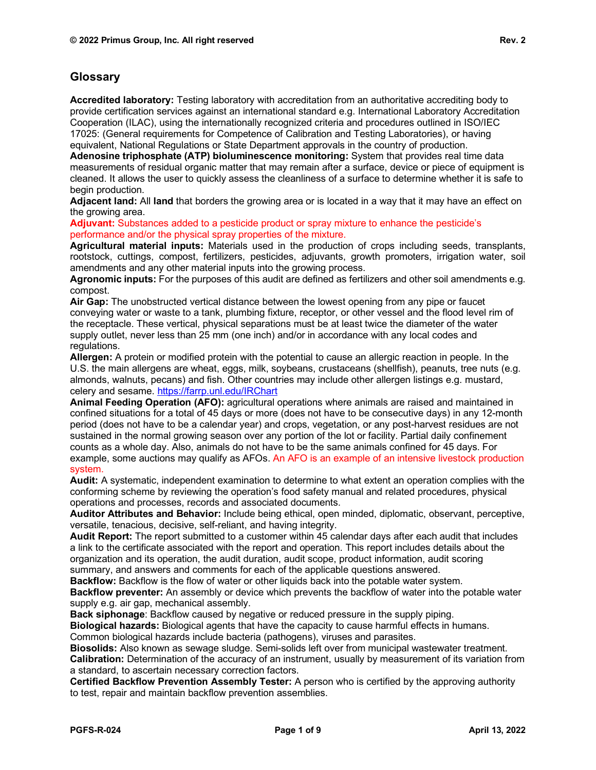## Glossary

**Accredited laboratory:** Testing laboratory with accreditation from an authoritative accrediting body to provide certification services against an international standard e.g. International Laboratory Accreditation Cooperation (ILAC), using the internationally recognized criteria and procedures outlined in ISO/IEC 17025: (General requirements for Competence of Calibration and Testing Laboratories), or having equivalent, National Regulations or State Department approvals in the country of production.

**Adenosine triphosphate (ATP) bioluminescence monitoring:** System that provides real time data measurements of residual organic matter that may remain after a surface, device or piece of equipment is cleaned. It allows the user to quickly assess the cleanliness of a surface to determine whether it is safe to begin production.

**Adjacent land:** All **land** that borders the growing area or is located in a way that it may have an effect on the growing area.

**Adjuvant:** Substances added to a pesticide product or spray mixture to enhance the pesticide's performance and/or the physical spray properties of the mixture.

**Agricultural material inputs:** Materials used in the production of crops including seeds, transplants, rootstock, cuttings, compost, fertilizers, pesticides, adjuvants, growth promoters, irrigation water, soil amendments and any other material inputs into the growing process.

**Agronomic inputs:** For the purposes of this audit are defined as fertilizers and other soil amendments e.g. compost.

**Air Gap:** The unobstructed vertical distance between the lowest opening from any pipe or faucet conveying water or waste to a tank, plumbing fixture, receptor, or other vessel and the flood level rim of the receptacle. These vertical, physical separations must be at least twice the diameter of the water supply outlet, never less than 25 mm (one inch) and/or in accordance with any local codes and regulations.

**Allergen:** A protein or modified protein with the potential to cause an allergic reaction in people. In the U.S. the main allergens are wheat, eggs, milk, soybeans, crustaceans (shellfish), peanuts, tree nuts (e.g. almonds, walnuts, pecans) and fish. Other countries may include other allergen listings e.g. mustard, celery and sesame. https://farrp.unl.edu/IRChart

**Animal Feeding Operation (AFO):** agricultural operations where animals are raised and maintained in confined situations for a total of 45 days or more (does not have to be consecutive days) in any 12-month period (does not have to be a calendar year) and crops, vegetation, or any post-harvest residues are not sustained in the normal growing season over any portion of the lot or facility. Partial daily confinement counts as a whole day. Also, animals do not have to be the same animals confined for 45 days. For example, some auctions may qualify as AFOs. An AFO is an example of an intensive livestock production system.

**Audit:** A systematic, independent examination to determine to what extent an operation complies with the conforming scheme by reviewing the operation's food safety manual and related procedures, physical operations and processes, records and associated documents.

**Auditor Attributes and Behavior:** Include being ethical, open minded, diplomatic, observant, perceptive, versatile, tenacious, decisive, self-reliant, and having integrity.

**Audit Report:** The report submitted to a customer within 45 calendar days after each audit that includes a link to the certificate associated with the report and operation. This report includes details about the organization and its operation, the audit duration, audit scope, product information, audit scoring summary, and answers and comments for each of the applicable questions answered.

**Backflow:** Backflow is the flow of water or other liquids back into the potable water system.

**Backflow preventer:** An assembly or device which prevents the backflow of water into the potable water supply e.g. air gap, mechanical assembly.

**Back siphonage**: Backflow caused by negative or reduced pressure in the supply piping.

**Biological hazards:** Biological agents that have the capacity to cause harmful effects in humans. Common biological hazards include bacteria (pathogens), viruses and parasites.

**Biosolids:** Also known as sewage sludge. Semi-solids left over from municipal wastewater treatment.

**Calibration:** Determination of the accuracy of an instrument, usually by measurement of its variation from a standard, to ascertain necessary correction factors.

**Certified Backflow Prevention Assembly Tester:** A person who is certified by the approving authority to test, repair and maintain backflow prevention assemblies.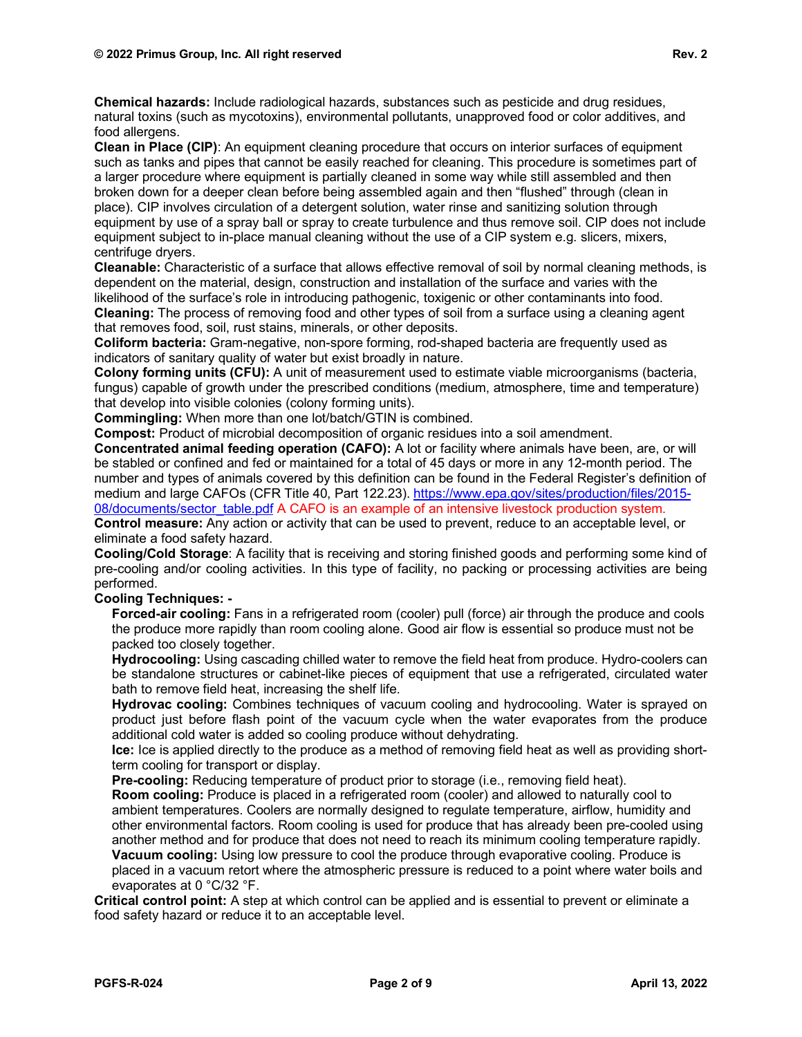**Chemical hazards:** Include radiological hazards, substances such as pesticide and drug residues, natural toxins (such as mycotoxins), environmental pollutants, unapproved food or color additives, and food allergens.

**Clean in Place (CIP)**: An equipment cleaning procedure that occurs on interior surfaces of equipment such as tanks and pipes that cannot be easily reached for cleaning. This procedure is sometimes part of a larger procedure where equipment is partially cleaned in some way while still assembled and then broken down for a deeper clean before being assembled again and then "flushed" through (clean in place). CIP involves circulation of a detergent solution, water rinse and sanitizing solution through equipment by use of a spray ball or spray to create turbulence and thus remove soil. CIP does not include equipment subject to in-place manual cleaning without the use of a CIP system e.g. slicers, mixers, centrifuge dryers.

**Cleanable:** Characteristic of a surface that allows effective removal of soil by normal cleaning methods, is dependent on the material, design, construction and installation of the surface and varies with the likelihood of the surface's role in introducing pathogenic, toxigenic or other contaminants into food.

**Cleaning:** The process of removing food and other types of soil from a surface using a cleaning agent that removes food, soil, rust stains, minerals, or other deposits.

**Coliform bacteria:** Gram-negative, non-spore forming, rod-shaped bacteria are frequently used as indicators of sanitary quality of water but exist broadly in nature.

**Colony forming units (CFU):** A unit of measurement used to estimate viable microorganisms (bacteria, fungus) capable of growth under the prescribed conditions (medium, atmosphere, time and temperature) that develop into visible colonies (colony forming units).

**Commingling:** When more than one lot/batch/GTIN is combined.

**Compost:** Product of microbial decomposition of organic residues into a soil amendment.

**Concentrated animal feeding operation (CAFO):** A lot or facility where animals have been, are, or will be stabled or confined and fed or maintained for a total of 45 days or more in any 12-month period. The number and types of animals covered by this definition can be found in the Federal Register's definition of medium and large CAFOs (CFR Title 40, Part 122.23). [https://www.epa.gov/sites/production/files/2015-08/documents/sector_table.pdf](https://www.epa.gov/sites/production/files/2015-08/documents/sector_table.pdf) A CAFO is an example of an intensive livestock production system.

**Control measure:** Any action or activity that can be used to prevent, reduce to an acceptable level, or eliminate a food safety hazard.

**Cooling/Cold Storage**: A facility that is receiving and storing finished goods and performing some kind of pre-cooling and/or cooling activities. In this type of facility, no packing or processing activities are being performed.

**Cooling Techniques: -**

- **Forced-air cooling:** Fans in a refrigerated room (cooler) pull (force) air through the produce and cools the produce more rapidly than room cooling alone. Good air flow is essential so produce must not be packed too closely together.
- **Hydrocooling:** Using cascading chilled water to remove the field heat from produce. Hydro-coolers can be standalone structures or cabinet-like pieces of equipment that use a refrigerated, circulated water bath to remove field heat, increasing the shelf life.
- **Hydrovac cooling:** Combines techniques of vacuum cooling and hydrocooling. Water is sprayed on product just before flash point of the vacuum cycle when the water evaporates from the produce additional cold water is added so cooling produce without dehydrating.
- **Ice:** Ice is applied directly to the produce as a method of removing field heat as well as providing short-term cooling for transport or display.
- **Pre-cooling:** Reducing temperature of product prior to storage (i.e., removing field heat).
- **Room cooling:** Produce is placed in a refrigerated room (cooler) and allowed to naturally cool to ambient temperatures. Coolers are normally designed to regulate temperature, airflow, humidity and other environmental factors. Room cooling is used for produce that has already been pre-cooled using another method and for produce that does not need to reach its minimum cooling temperature rapidly.
- **Vacuum cooling:** Using low pressure to cool the produce through evaporative cooling. Produce is placed in a vacuum retort where the atmospheric pressure is reduced to a point where water boils and evaporates at 0 °C/32 °F.

**Critical control point:** A step at which control can be applied and is essential to prevent or eliminate a food safety hazard or reduce it to an acceptable level.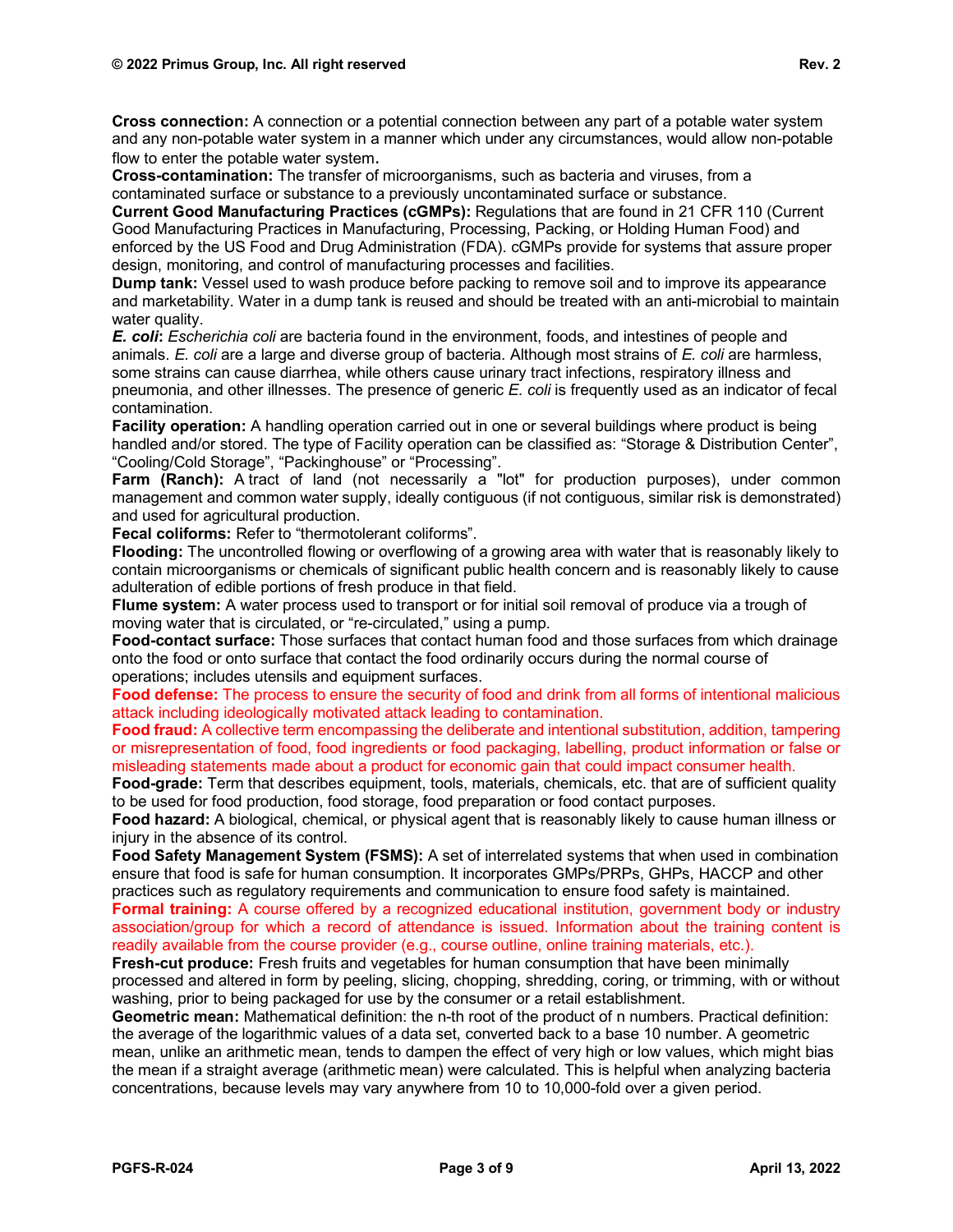**Cross connection:** A connection or a potential connection between any part of a potable water system and any non-potable water system in a manner which under any circumstances, would allow non-potable flow to enter the potable water system.

**Cross-contamination:** The transfer of microorganisms, such as bacteria and viruses, from a contaminated surface or substance to a previously uncontaminated surface or substance.

**Current Good Manufacturing Practices (cGMPs):** Regulations that are found in 21 CFR 110 (Current Good Manufacturing Practices in Manufacturing, Processing, Packing, or Holding Human Food) and enforced by the US Food and Drug Administration (FDA). cGMPs provide for systems that assure proper design, monitoring, and control of manufacturing processes and facilities.

**Dump tank:** Vessel used to wash produce before packing to remove soil and to improve its appearance and marketability. Water in a dump tank is reused and should be treated with an anti-microbial to maintain water quality.

***E. coli*:** *Escherichia coli* are bacteria found in the environment, foods, and intestines of people and animals. *E. coli* are a large and diverse group of bacteria. Although most strains of *E. coli* are harmless, some strains can cause diarrhea, while others cause urinary tract infections, respiratory illness and pneumonia, and other illnesses. The presence of generic *E. coli* is frequently used as an indicator of fecal contamination.

**Facility operation:** A handling operation carried out in one or several buildings where product is being handled and/or stored. The type of Facility operation can be classified as: "Storage & Distribution Center", "Cooling/Cold Storage", "Packinghouse" or "Processing".

**Farm (Ranch):** A tract of land (not necessarily a "lot" for production purposes), under common management and common water supply, ideally contiguous (if not contiguous, similar risk is demonstrated) and used for agricultural production.

**Fecal coliforms:** Refer to "thermotolerant coliforms".

**Flooding:** The uncontrolled flowing or overflowing of a growing area with water that is reasonably likely to contain microorganisms or chemicals of significant public health concern and is reasonably likely to cause adulteration of edible portions of fresh produce in that field.

**Flume system:** A water process used to transport or for initial soil removal of produce via a trough of moving water that is circulated, or "re-circulated," using a pump.

**Food-contact surface:** Those surfaces that contact human food and those surfaces from which drainage onto the food or onto surface that contact the food ordinarily occurs during the normal course of operations; includes utensils and equipment surfaces.

**Food defense:** The process to ensure the security of food and drink from all forms of intentional malicious attack including ideologically motivated attack leading to contamination.

**Food fraud:** A collective term encompassing the deliberate and intentional substitution, addition, tampering or misrepresentation of food, food ingredients or food packaging, labelling, product information or false or misleading statements made about a product for economic gain that could impact consumer health.

**Food-grade:** Term that describes equipment, tools, materials, chemicals, etc. that are of sufficient quality to be used for food production, food storage, food preparation or food contact purposes.

**Food hazard:** A biological, chemical, or physical agent that is reasonably likely to cause human illness or injury in the absence of its control.

**Food Safety Management System (FSMS):** A set of interrelated systems that when used in combination ensure that food is safe for human consumption. It incorporates GMPs/PRPs, GHPs, HACCP and other practices such as regulatory requirements and communication to ensure food safety is maintained.

**Formal training:** A course offered by a recognized educational institution, government body or industry association/group for which a record of attendance is issued. Information about the training content is readily available from the course provider (e.g., course outline, online training materials, etc.).

**Fresh-cut produce:** Fresh fruits and vegetables for human consumption that have been minimally processed and altered in form by peeling, slicing, chopping, shredding, coring, or trimming, with or without washing, prior to being packaged for use by the consumer or a retail establishment.

**Geometric mean:** Mathematical definition: the n-th root of the product of n numbers. Practical definition: the average of the logarithmic values of a data set, converted back to a base 10 number. A geometric mean, unlike an arithmetic mean, tends to dampen the effect of very high or low values, which might bias the mean if a straight average (arithmetic mean) were calculated. This is helpful when analyzing bacteria concentrations, because levels may vary anywhere from 10 to 10,000-fold over a given period.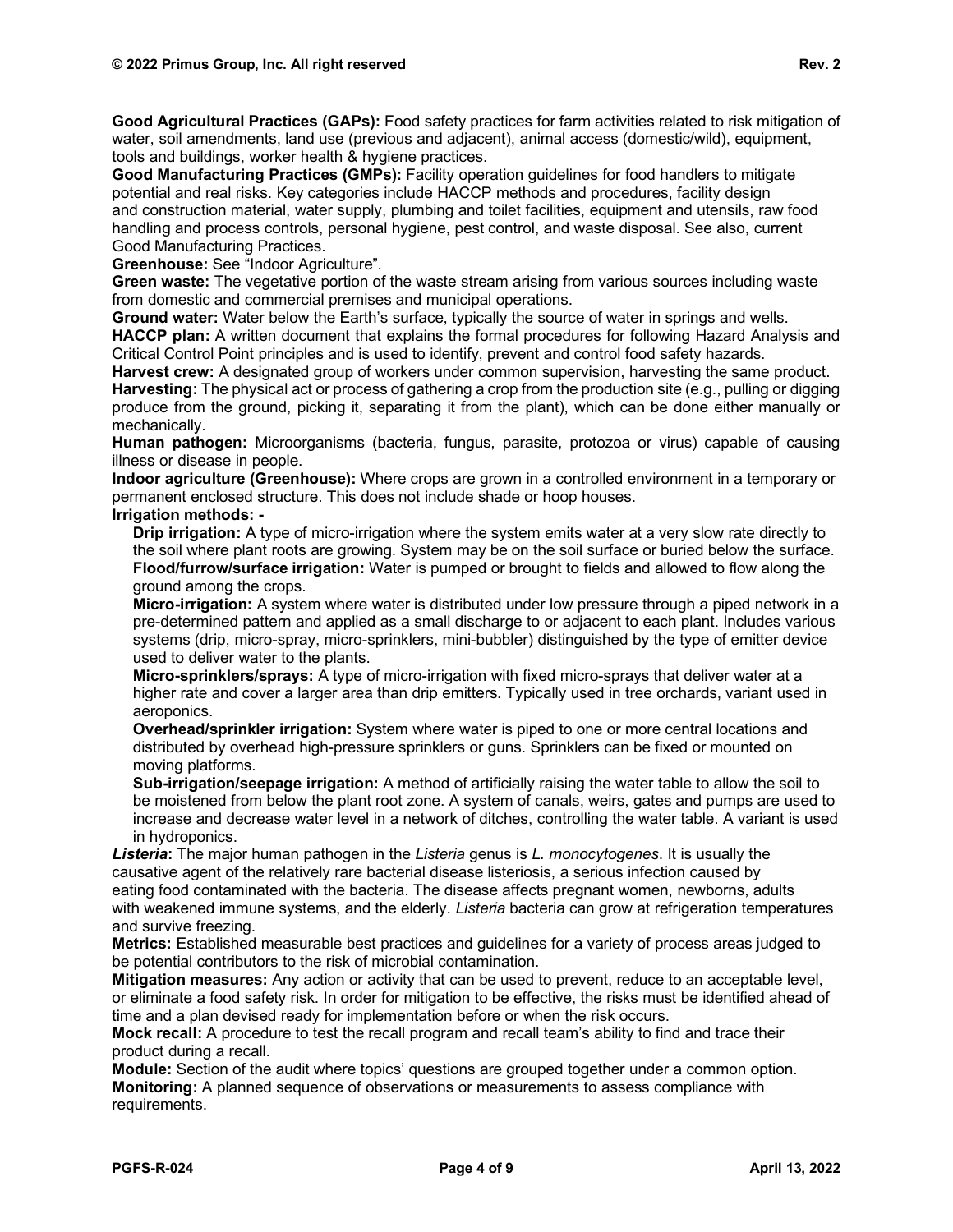**Good Agricultural Practices (GAPs):** Food safety practices for farm activities related to risk mitigation of water, soil amendments, land use (previous and adjacent), animal access (domestic/wild), equipment, tools and buildings, worker health & hygiene practices.

**Good Manufacturing Practices (GMPs):** Facility operation guidelines for food handlers to mitigate potential and real risks. Key categories include HACCP methods and procedures, facility design and construction material, water supply, plumbing and toilet facilities, equipment and utensils, raw food handling and process controls, personal hygiene, pest control, and waste disposal. See also, current Good Manufacturing Practices.

**Greenhouse:** See "Indoor Agriculture".

**Green waste:** The vegetative portion of the waste stream arising from various sources including waste from domestic and commercial premises and municipal operations.

**Ground water:** Water below the Earth's surface, typically the source of water in springs and wells.

**HACCP plan:** A written document that explains the formal procedures for following Hazard Analysis and Critical Control Point principles and is used to identify, prevent and control food safety hazards.

**Harvest crew:** A designated group of workers under common supervision, harvesting the same product.

**Harvesting:** The physical act or process of gathering a crop from the production site (e.g., pulling or digging produce from the ground, picking it, separating it from the plant), which can be done either manually or mechanically.

**Human pathogen:** Microorganisms (bacteria, fungus, parasite, protozoa or virus) capable of causing illness or disease in people.

**Indoor agriculture (Greenhouse):** Where crops are grown in a controlled environment in a temporary or permanent enclosed structure. This does not include shade or hoop houses.

**Irrigation methods: -**

- **Drip irrigation:** A type of micro-irrigation where the system emits water at a very slow rate directly to the soil where plant roots are growing. System may be on the soil surface or buried below the surface.
- **Flood/furrow/surface irrigation:** Water is pumped or brought to fields and allowed to flow along the ground among the crops.
- **Micro-irrigation:** A system where water is distributed under low pressure through a piped network in a pre-determined pattern and applied as a small discharge to or adjacent to each plant. Includes various systems (drip, micro-spray, micro-sprinklers, mini-bubbler) distinguished by the type of emitter device used to deliver water to the plants.
- **Micro-sprinklers/sprays:** A type of micro-irrigation with fixed micro-sprays that deliver water at a higher rate and cover a larger area than drip emitters. Typically used in tree orchards, variant used in aeroponics.
- **Overhead/sprinkler irrigation:** System where water is piped to one or more central locations and distributed by overhead high-pressure sprinklers or guns. Sprinklers can be fixed or mounted on moving platforms.
- **Sub-irrigation/seepage irrigation:** A method of artificially raising the water table to allow the soil to be moistened from below the plant root zone. A system of canals, weirs, gates and pumps are used to increase and decrease water level in a network of ditches, controlling the water table. A variant is used in hydroponics.

***Listeria*:** The major human pathogen in the *Listeria* genus is *L. monocytogenes*. It is usually the causative agent of the relatively rare bacterial disease listeriosis, a serious infection caused by eating food contaminated with the bacteria. The disease affects pregnant women, newborns, adults with weakened immune systems, and the elderly. *Listeria* bacteria can grow at refrigeration temperatures and survive freezing.

**Metrics:** Established measurable best practices and guidelines for a variety of process areas judged to be potential contributors to the risk of microbial contamination.

**Mitigation measures:** Any action or activity that can be used to prevent, reduce to an acceptable level, or eliminate a food safety risk. In order for mitigation to be effective, the risks must be identified ahead of time and a plan devised ready for implementation before or when the risk occurs.

**Mock recall:** A procedure to test the recall program and recall team's ability to find and trace their product during a recall.

**Module:** Section of the audit where topics' questions are grouped together under a common option.

**Monitoring:** A planned sequence of observations or measurements to assess compliance with requirements.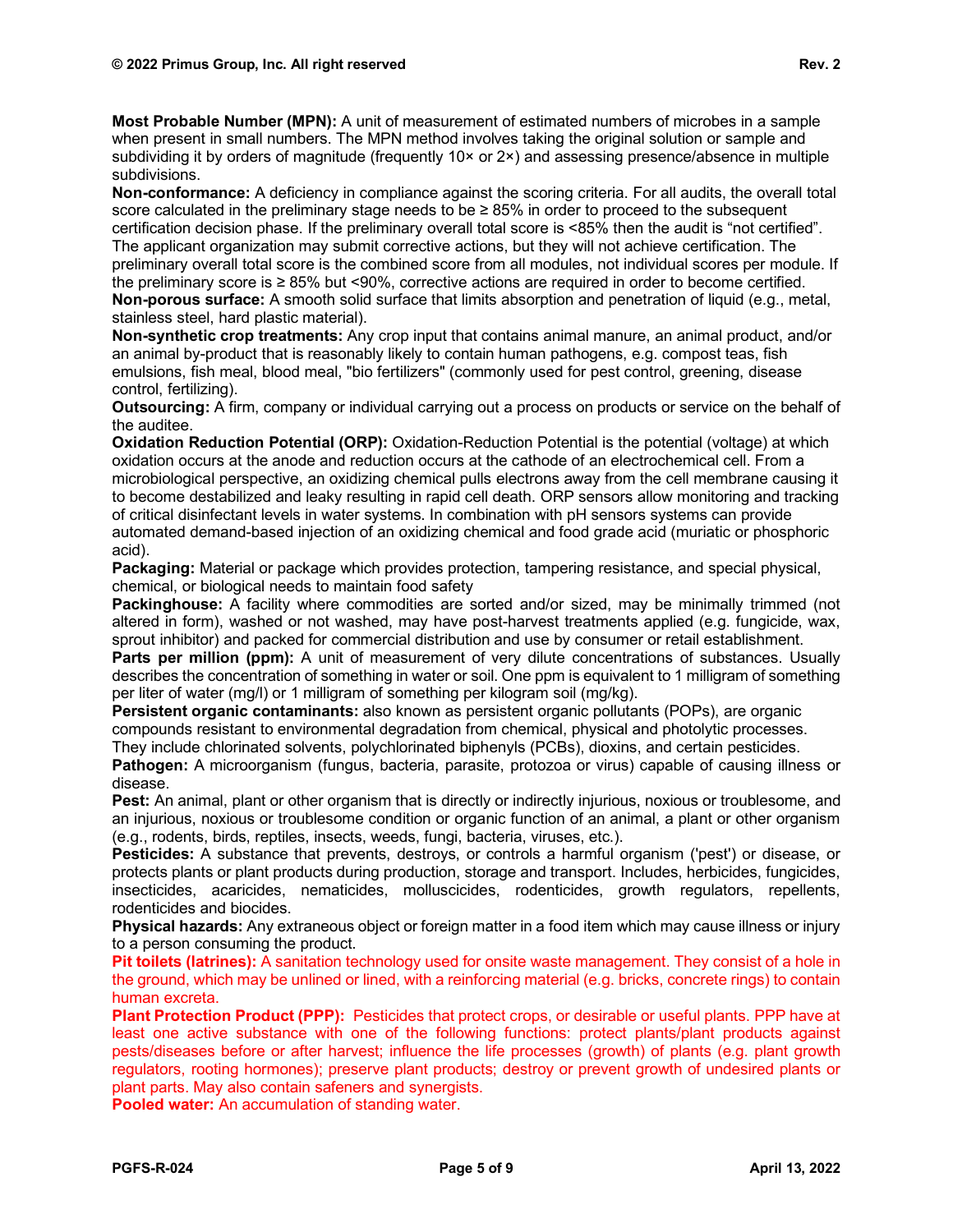**Most Probable Number (MPN):** A unit of measurement of estimated numbers of microbes in a sample when present in small numbers. The MPN method involves taking the original solution or sample and subdividing it by orders of magnitude (frequently 10× or 2×) and assessing presence/absence in multiple subdivisions.

**Non-conformance:** A deficiency in compliance against the scoring criteria. For all audits, the overall total score calculated in the preliminary stage needs to be ≥ 85% in order to proceed to the subsequent certification decision phase. If the preliminary overall total score is <85% then the audit is "not certified". The applicant organization may submit corrective actions, but they will not achieve certification. The preliminary overall total score is the combined score from all modules, not individual scores per module. If the preliminary score is ≥ 85% but <90%, corrective actions are required in order to become certified.

**Non-porous surface:** A smooth solid surface that limits absorption and penetration of liquid (e.g., metal, stainless steel, hard plastic material).

**Non-synthetic crop treatments:** Any crop input that contains animal manure, an animal product, and/or an animal by-product that is reasonably likely to contain human pathogens, e.g. compost teas, fish emulsions, fish meal, blood meal, "bio fertilizers" (commonly used for pest control, greening, disease control, fertilizing).

**Outsourcing:** A firm, company or individual carrying out a process on products or service on the behalf of the auditee.

**Oxidation Reduction Potential (ORP):** Oxidation-Reduction Potential is the potential (voltage) at which oxidation occurs at the anode and reduction occurs at the cathode of an electrochemical cell. From a microbiological perspective, an oxidizing chemical pulls electrons away from the cell membrane causing it to become destabilized and leaky resulting in rapid cell death. ORP sensors allow monitoring and tracking of critical disinfectant levels in water systems. In combination with pH sensors systems can provide automated demand-based injection of an oxidizing chemical and food grade acid (muriatic or phosphoric acid).

**Packaging:** Material or package which provides protection, tampering resistance, and special physical, chemical, or biological needs to maintain food safety

**Packinghouse:** A facility where commodities are sorted and/or sized, may be minimally trimmed (not altered in form), washed or not washed, may have post-harvest treatments applied (e.g. fungicide, wax, sprout inhibitor) and packed for commercial distribution and use by consumer or retail establishment.

**Parts per million (ppm):** A unit of measurement of very dilute concentrations of substances. Usually describes the concentration of something in water or soil. One ppm is equivalent to 1 milligram of something per liter of water (mg/l) or 1 milligram of something per kilogram soil (mg/kg).

**Persistent organic contaminants:** also known as persistent organic pollutants (POPs), are organic compounds resistant to environmental degradation from chemical, physical and photolytic processes. They include chlorinated solvents, polychlorinated biphenyls (PCBs), dioxins, and certain pesticides.

**Pathogen:** A microorganism (fungus, bacteria, parasite, protozoa or virus) capable of causing illness or disease.

**Pest:** An animal, plant or other organism that is directly or indirectly injurious, noxious or troublesome, and an injurious, noxious or troublesome condition or organic function of an animal, a plant or other organism (e.g., rodents, birds, reptiles, insects, weeds, fungi, bacteria, viruses, etc.).

**Pesticides:** A substance that prevents, destroys, or controls a harmful organism ('pest') or disease, or protects plants or plant products during production, storage and transport. Includes, herbicides, fungicides, insecticides, acaricides, nematicides, molluscicides, rodenticides, growth regulators, repellents, rodenticides and biocides.

**Physical hazards:** Any extraneous object or foreign matter in a food item which may cause illness or injury to a person consuming the product.

**Pit toilets (latrines):** A sanitation technology used for onsite waste management. They consist of a hole in the ground, which may be unlined or lined, with a reinforcing material (e.g. bricks, concrete rings) to contain human excreta.

**Plant Protection Product (PPP):** Pesticides that protect crops, or desirable or useful plants. PPP have at least one active substance with one of the following functions: protect plants/plant products against pests/diseases before or after harvest; influence the life processes (growth) of plants (e.g. plant growth regulators, rooting hormones); preserve plant products; destroy or prevent growth of undesired plants or plant parts. May also contain safeners and synergists.

**Pooled water:** An accumulation of standing water.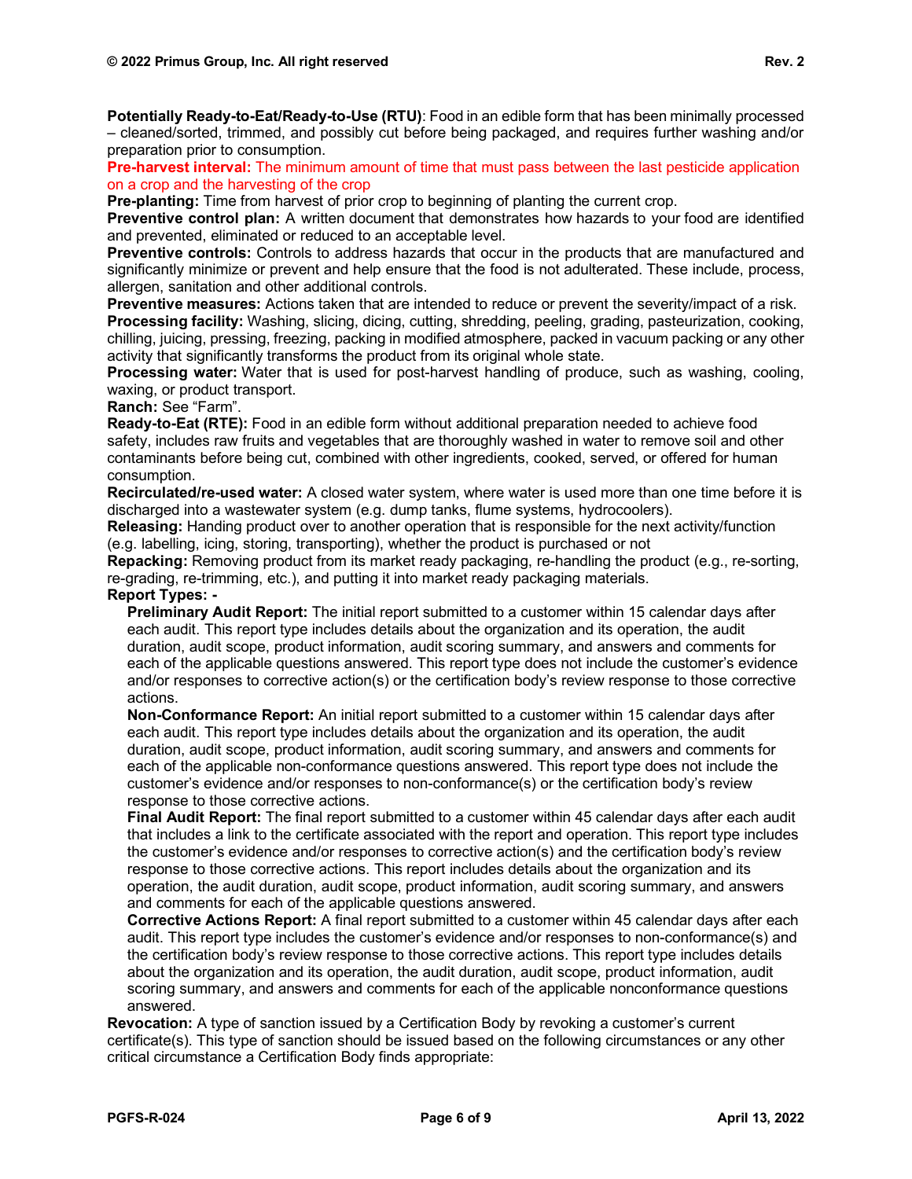**Potentially Ready-to-Eat/Ready-to-Use (RTU)**: Food in an edible form that has been minimally processed – cleaned/sorted, trimmed, and possibly cut before being packaged, and requires further washing and/or preparation prior to consumption.

**Pre-harvest interval:** The minimum amount of time that must pass between the last pesticide application on a crop and the harvesting of the crop

**Pre-planting:** Time from harvest of prior crop to beginning of planting the current crop.

**Preventive control plan:** A written document that demonstrates how hazards to your food are identified and prevented, eliminated or reduced to an acceptable level.

**Preventive controls:** Controls to address hazards that occur in the products that are manufactured and significantly minimize or prevent and help ensure that the food is not adulterated. These include, process, allergen, sanitation and other additional controls.

**Preventive measures:** Actions taken that are intended to reduce or prevent the severity/impact of a risk.

**Processing facility:** Washing, slicing, dicing, cutting, shredding, peeling, grading, pasteurization, cooking, chilling, juicing, pressing, freezing, packing in modified atmosphere, packed in vacuum packing or any other activity that significantly transforms the product from its original whole state.

**Processing water:** Water that is used for post-harvest handling of produce, such as washing, cooling, waxing, or product transport.

**Ranch:** See "Farm".

**Ready-to-Eat (RTE):** Food in an edible form without additional preparation needed to achieve food safety, includes raw fruits and vegetables that are thoroughly washed in water to remove soil and other contaminants before being cut, combined with other ingredients, cooked, served, or offered for human consumption.

**Recirculated/re-used water:** A closed water system, where water is used more than one time before it is discharged into a wastewater system (e.g. dump tanks, flume systems, hydrocoolers).

**Releasing:** Handing product over to another operation that is responsible for the next activity/function (e.g. labelling, icing, storing, transporting), whether the product is purchased or not

**Repacking:** Removing product from its market ready packaging, re-handling the product (e.g., re-sorting, re-grading, re-trimming, etc.), and putting it into market ready packaging materials.

**Report Types: -**

**Preliminary Audit Report:** The initial report submitted to a customer within 15 calendar days after each audit. This report type includes details about the organization and its operation, the audit duration, audit scope, product information, audit scoring summary, and answers and comments for each of the applicable questions answered. This report type does not include the customer's evidence and/or responses to corrective action(s) or the certification body's review response to those corrective actions.

**Non-Conformance Report:** An initial report submitted to a customer within 15 calendar days after each audit. This report type includes details about the organization and its operation, the audit duration, audit scope, product information, audit scoring summary, and answers and comments for each of the applicable non-conformance questions answered. This report type does not include the customer's evidence and/or responses to non-conformance(s) or the certification body's review response to those corrective actions.

**Final Audit Report:** The final report submitted to a customer within 45 calendar days after each audit that includes a link to the certificate associated with the report and operation. This report type includes the customer's evidence and/or responses to corrective action(s) and the certification body's review response to those corrective actions. This report includes details about the organization and its operation, the audit duration, audit scope, product information, audit scoring summary, and answers and comments for each of the applicable questions answered.

**Corrective Actions Report:** A final report submitted to a customer within 45 calendar days after each audit. This report type includes the customer's evidence and/or responses to non-conformance(s) and the certification body's review response to those corrective actions. This report type includes details about the organization and its operation, the audit duration, audit scope, product information, audit scoring summary, and answers and comments for each of the applicable nonconformance questions answered.

**Revocation:** A type of sanction issued by a Certification Body by revoking a customer's current certificate(s). This type of sanction should be issued based on the following circumstances or any other critical circumstance a Certification Body finds appropriate: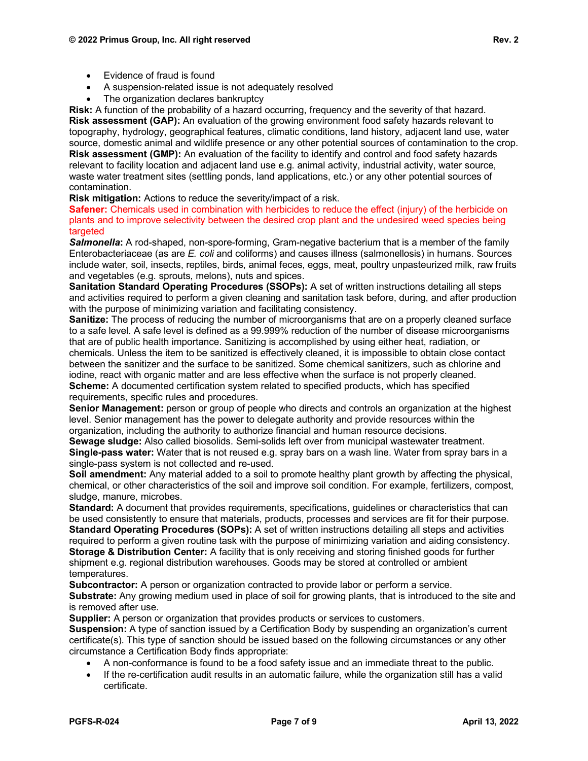- Evidence of fraud is found
- A suspension-related issue is not adequately resolved
- The organization declares bankruptcy

**Risk:** A function of the probability of a hazard occurring, frequency and the severity of that hazard.

**Risk assessment (GAP):** An evaluation of the growing environment food safety hazards relevant to topography, hydrology, geographical features, climatic conditions, land history, adjacent land use, water source, domestic animal and wildlife presence or any other potential sources of contamination to the crop.

**Risk assessment (GMP):** An evaluation of the facility to identify and control and food safety hazards relevant to facility location and adjacent land use e.g. animal activity, industrial activity, water source, waste water treatment sites (settling ponds, land applications, etc.) or any other potential sources of contamination.

**Risk mitigation:** Actions to reduce the severity/impact of a risk.

**Safener:** Chemicals used in combination with herbicides to reduce the effect (injury) of the herbicide on plants and to improve selectivity between the desired crop plant and the undesired weed species being targeted

***Salmonella*:** A rod-shaped, non-spore-forming, Gram-negative bacterium that is a member of the family Enterobacteriaceae (as are *E. coli* and coliforms) and causes illness (salmonellosis) in humans. Sources include water, soil, insects, reptiles, birds, animal feces, eggs, meat, poultry unpasteurized milk, raw fruits and vegetables (e.g. sprouts, melons), nuts and spices.

**Sanitation Standard Operating Procedures (SSOPs):** A set of written instructions detailing all steps and activities required to perform a given cleaning and sanitation task before, during, and after production with the purpose of minimizing variation and facilitating consistency.

**Sanitize:** The process of reducing the number of microorganisms that are on a properly cleaned surface to a safe level. A safe level is defined as a 99.999% reduction of the number of disease microorganisms that are of public health importance. Sanitizing is accomplished by using either heat, radiation, or chemicals. Unless the item to be sanitized is effectively cleaned, it is impossible to obtain close contact between the sanitizer and the surface to be sanitized. Some chemical sanitizers, such as chlorine and iodine, react with organic matter and are less effective when the surface is not properly cleaned.

**Scheme:** A documented certification system related to specified products, which has specified requirements, specific rules and procedures.

**Senior Management:** person or group of people who directs and controls an organization at the highest level. Senior management has the power to delegate authority and provide resources within the organization, including the authority to authorize financial and human resource decisions.

**Sewage sludge:** Also called biosolids. Semi-solids left over from municipal wastewater treatment.

**Single-pass water:** Water that is not reused e.g. spray bars on a wash line. Water from spray bars in a single-pass system is not collected and re-used.

**Soil amendment:** Any material added to a soil to promote healthy plant growth by affecting the physical, chemical, or other characteristics of the soil and improve soil condition. For example, fertilizers, compost, sludge, manure, microbes.

**Standard:** A document that provides requirements, specifications, guidelines or characteristics that can be used consistently to ensure that materials, products, processes and services are fit for their purpose.

**Standard Operating Procedures (SOPs):** A set of written instructions detailing all steps and activities required to perform a given routine task with the purpose of minimizing variation and aiding consistency.

**Storage & Distribution Center:** A facility that is only receiving and storing finished goods for further shipment e.g. regional distribution warehouses. Goods may be stored at controlled or ambient temperatures.

**Subcontractor:** A person or organization contracted to provide labor or perform a service.

**Substrate:** Any growing medium used in place of soil for growing plants, that is introduced to the site and is removed after use.

**Supplier:** A person or organization that provides products or services to customers.

**Suspension:** A type of sanction issued by a Certification Body by suspending an organization's current certificate(s). This type of sanction should be issued based on the following circumstances or any other circumstance a Certification Body finds appropriate:

- A non-conformance is found to be a food safety issue and an immediate threat to the public.
- If the re-certification audit results in an automatic failure, while the organization still has a valid certificate.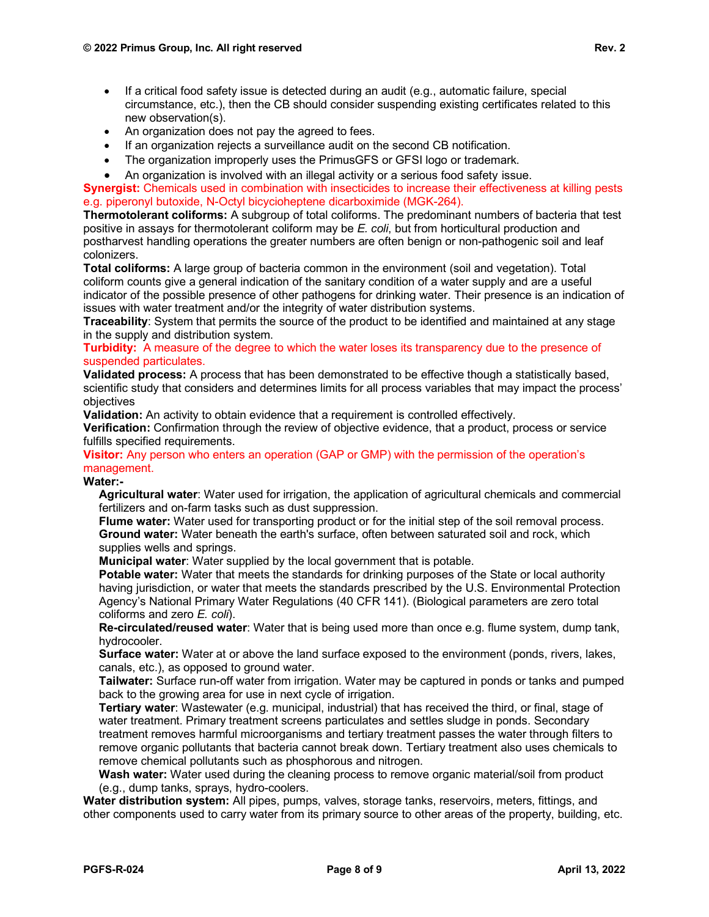- If a critical food safety issue is detected during an audit (e.g., automatic failure, special circumstance, etc.), then the CB should consider suspending existing certificates related to this new observation(s).
- An organization does not pay the agreed to fees.
- If an organization rejects a surveillance audit on the second CB notification.
- The organization improperly uses the PrimusGFS or GFSI logo or trademark.
- An organization is involved with an illegal activity or a serious food safety issue.

**Synergist:** Chemicals used in combination with insecticides to increase their effectiveness at killing pests e.g. piperonyl butoxide, N-Octyl bicycioheptene dicarboximide (MGK-264).

**Thermotolerant coliforms:** A subgroup of total coliforms. The predominant numbers of bacteria that test positive in assays for thermotolerant coliform may be *E. coli*, but from horticultural production and postharvest handling operations the greater numbers are often benign or non-pathogenic soil and leaf colonizers.

**Total coliforms:** A large group of bacteria common in the environment (soil and vegetation). Total coliform counts give a general indication of the sanitary condition of a water supply and are a useful indicator of the possible presence of other pathogens for drinking water. Their presence is an indication of issues with water treatment and/or the integrity of water distribution systems.

**Traceability**: System that permits the source of the product to be identified and maintained at any stage in the supply and distribution system.

**Turbidity:** A measure of the degree to which the water loses its transparency due to the presence of suspended particulates.

**Validated process:** A process that has been demonstrated to be effective though a statistically based, scientific study that considers and determines limits for all process variables that may impact the process' objectives

**Validation:** An activity to obtain evidence that a requirement is controlled effectively.

**Verification:** Confirmation through the review of objective evidence, that a product, process or service fulfills specified requirements.

**Visitor:** Any person who enters an operation (GAP or GMP) with the permission of the operation's management.

**Water:-**

**Agricultural water**: Water used for irrigation, the application of agricultural chemicals and commercial fertilizers and on-farm tasks such as dust suppression.

**Flume water:** Water used for transporting product or for the initial step of the soil removal process.

**Ground water:** Water beneath the earth's surface, often between saturated soil and rock, which supplies wells and springs.

**Municipal water**: Water supplied by the local government that is potable.

**Potable water:** Water that meets the standards for drinking purposes of the State or local authority having jurisdiction, or water that meets the standards prescribed by the U.S. Environmental Protection Agency's National Primary Water Regulations (40 CFR 141). (Biological parameters are zero total coliforms and zero *E. coli*).

**Re-circulated/reused water**: Water that is being used more than once e.g. flume system, dump tank, hydrocooler.

**Surface water:** Water at or above the land surface exposed to the environment (ponds, rivers, lakes, canals, etc.), as opposed to ground water.

**Tailwater:** Surface run-off water from irrigation. Water may be captured in ponds or tanks and pumped back to the growing area for use in next cycle of irrigation.

**Tertiary water**: Wastewater (e.g. municipal, industrial) that has received the third, or final, stage of water treatment. Primary treatment screens particulates and settles sludge in ponds. Secondary treatment removes harmful microorganisms and tertiary treatment passes the water through filters to remove organic pollutants that bacteria cannot break down. Tertiary treatment also uses chemicals to remove chemical pollutants such as phosphorous and nitrogen.

**Wash water:** Water used during the cleaning process to remove organic material/soil from product (e.g., dump tanks, sprays, hydro-coolers.

**Water distribution system:** All pipes, pumps, valves, storage tanks, reservoirs, meters, fittings, and other components used to carry water from its primary source to other areas of the property, building, etc.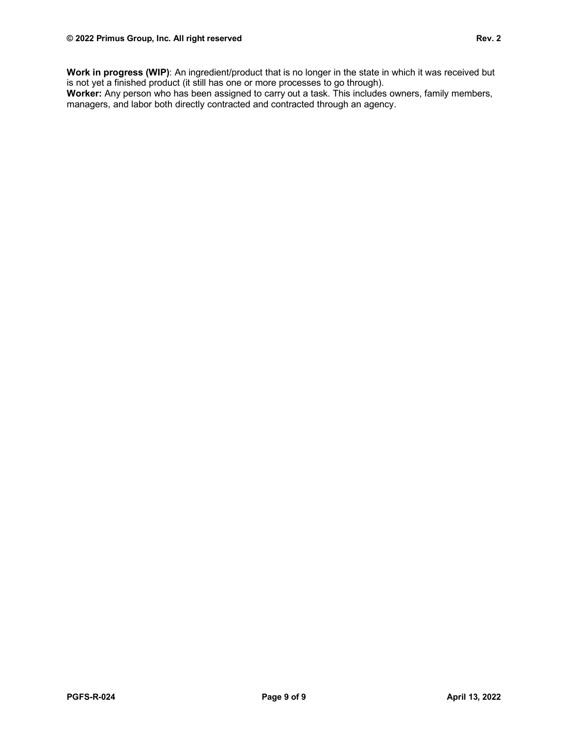**Work in progress (WIP)**: An ingredient/product that is no longer in the state in which it was received but is not yet a finished product (it still has one or more processes to go through).
**Worker:** Any person who has been assigned to carry out a task. This includes owners, family members, managers, and labor both directly contracted and contracted through an agency.